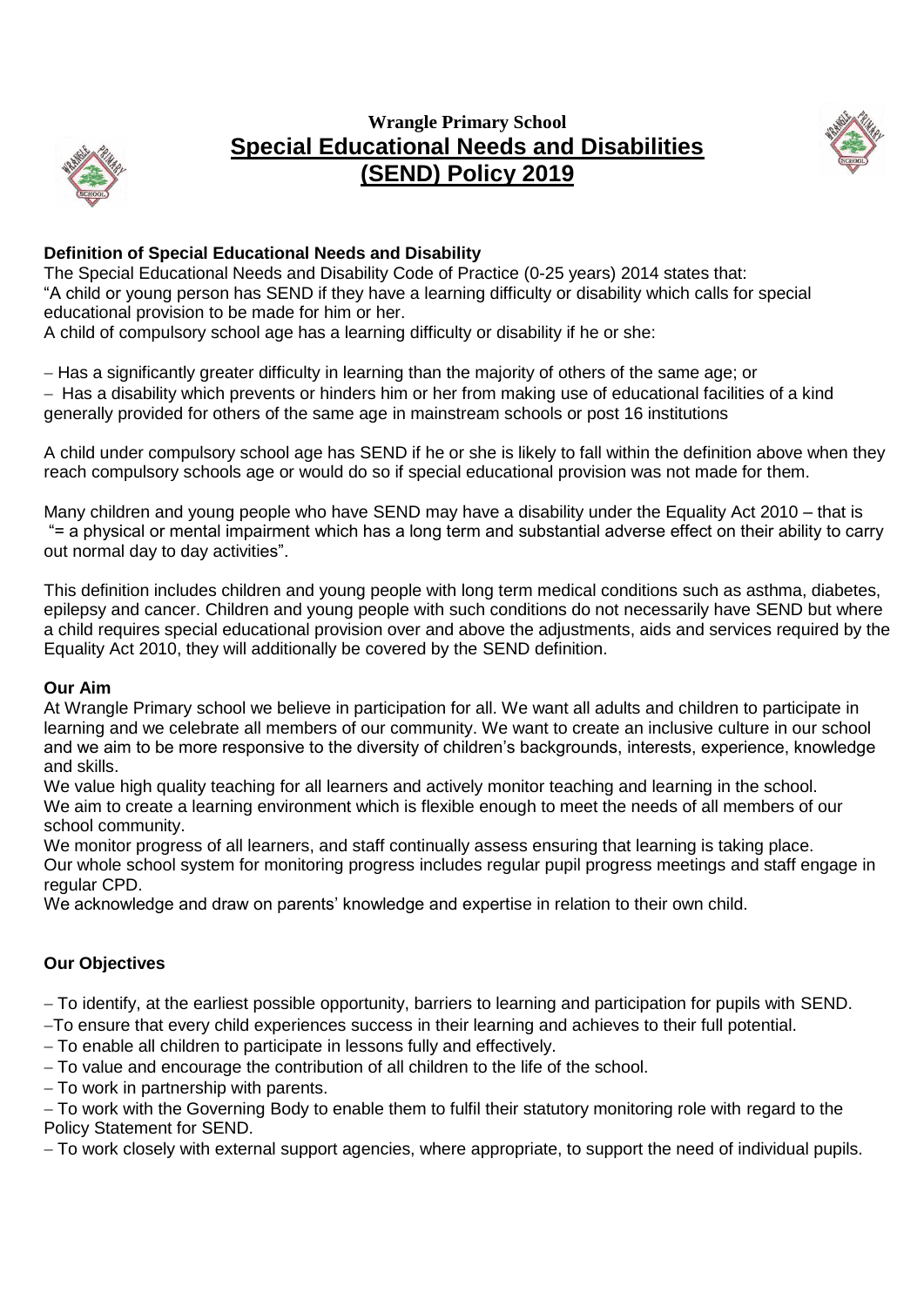# Wrangle Primary School
# Special Educational Needs and Disabilities (SEND) Policy 2019

**Definition of Special Educational Needs and Disability**

The Special Educational Needs and Disability Code of Practice (0-25 years) 2014 states that:
"A child or young person has SEND if they have a learning difficulty or disability which calls for special educational provision to be made for him or her.
A child of compulsory school age has a learning difficulty or disability if he or she:

- Has a significantly greater difficulty in learning than the majority of others of the same age; or
- Has a disability which prevents or hinders him or her from making use of educational facilities of a kind generally provided for others of the same age in mainstream schools or post 16 institutions

A child under compulsory school age has SEND if he or she is likely to fall within the definition above when they reach compulsory schools age or would do so if special educational provision was not made for them.

Many children and young people who have SEND may have a disability under the Equality Act 2010 – that is "= a physical or mental impairment which has a long term and substantial adverse effect on their ability to carry out normal day to day activities".

This definition includes children and young people with long term medical conditions such as asthma, diabetes, epilepsy and cancer. Children and young people with such conditions do not necessarily have SEND but where a child requires special educational provision over and above the adjustments, aids and services required by the Equality Act 2010, they will additionally be covered by the SEND definition.

**Our Aim**

At Wrangle Primary school we believe in participation for all. We want all adults and children to participate in learning and we celebrate all members of our community. We want to create an inclusive culture in our school and we aim to be more responsive to the diversity of children's backgrounds, interests, experience, knowledge and skills.
We value high quality teaching for all learners and actively monitor teaching and learning in the school.
We aim to create a learning environment which is flexible enough to meet the needs of all members of our school community.
We monitor progress of all learners, and staff continually assess ensuring that learning is taking place.
Our whole school system for monitoring progress includes regular pupil progress meetings and staff engage in regular CPD.
We acknowledge and draw on parents' knowledge and expertise in relation to their own child.

**Our Objectives**

- To identify, at the earliest possible opportunity, barriers to learning and participation for pupils with SEND.
- To ensure that every child experiences success in their learning and achieves to their full potential.
- To enable all children to participate in lessons fully and effectively.
- To value and encourage the contribution of all children to the life of the school.
- To work in partnership with parents.
- To work with the Governing Body to enable them to fulfil their statutory monitoring role with regard to the Policy Statement for SEND.
- To work closely with external support agencies, where appropriate, to support the need of individual pupils.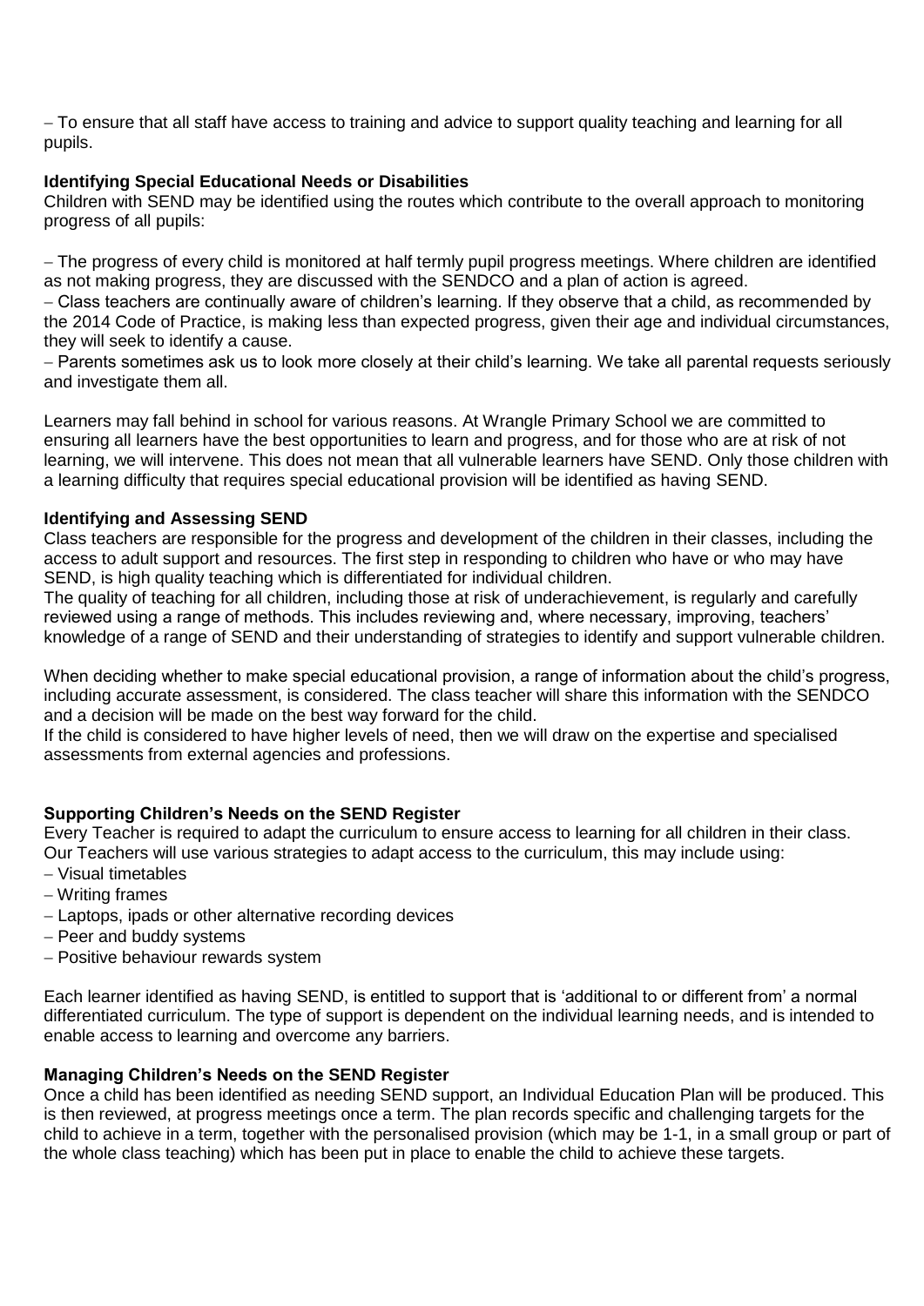– To ensure that all staff have access to training and advice to support quality teaching and learning for all pupils.

**Identifying Special Educational Needs or Disabilities**

Children with SEND may be identified using the routes which contribute to the overall approach to monitoring progress of all pupils:

– The progress of every child is monitored at half termly pupil progress meetings. Where children are identified as not making progress, they are discussed with the SENDCO and a plan of action is agreed.
– Class teachers are continually aware of children's learning. If they observe that a child, as recommended by the 2014 Code of Practice, is making less than expected progress, given their age and individual circumstances, they will seek to identify a cause.
– Parents sometimes ask us to look more closely at their child's learning. We take all parental requests seriously and investigate them all.

Learners may fall behind in school for various reasons. At Wrangle Primary School we are committed to ensuring all learners have the best opportunities to learn and progress, and for those who are at risk of not learning, we will intervene. This does not mean that all vulnerable learners have SEND. Only those children with a learning difficulty that requires special educational provision will be identified as having SEND.

**Identifying and Assessing SEND**

Class teachers are responsible for the progress and development of the children in their classes, including the access to adult support and resources. The first step in responding to children who have or who may have SEND, is high quality teaching which is differentiated for individual children.
The quality of teaching for all children, including those at risk of underachievement, is regularly and carefully reviewed using a range of methods. This includes reviewing and, where necessary, improving, teachers' knowledge of a range of SEND and their understanding of strategies to identify and support vulnerable children.

When deciding whether to make special educational provision, a range of information about the child's progress, including accurate assessment, is considered. The class teacher will share this information with the SENDCO and a decision will be made on the best way forward for the child.
If the child is considered to have higher levels of need, then we will draw on the expertise and specialised assessments from external agencies and professions.

**Supporting Children's Needs on the SEND Register**

Every Teacher is required to adapt the curriculum to ensure access to learning for all children in their class. Our Teachers will use various strategies to adapt access to the curriculum, this may include using:
– Visual timetables
– Writing frames
– Laptops, ipads or other alternative recording devices
– Peer and buddy systems
– Positive behaviour rewards system

Each learner identified as having SEND, is entitled to support that is 'additional to or different from' a normal differentiated curriculum. The type of support is dependent on the individual learning needs, and is intended to enable access to learning and overcome any barriers.

**Managing Children's Needs on the SEND Register**

Once a child has been identified as needing SEND support, an Individual Education Plan will be produced. This is then reviewed, at progress meetings once a term. The plan records specific and challenging targets for the child to achieve in a term, together with the personalised provision (which may be 1-1, in a small group or part of the whole class teaching) which has been put in place to enable the child to achieve these targets.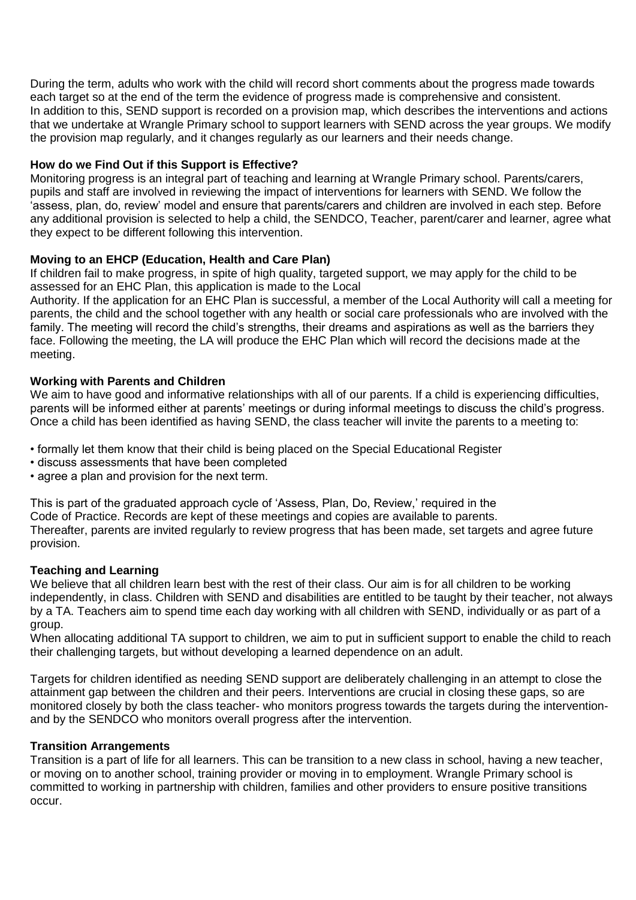During the term, adults who work with the child will record short comments about the progress made towards each target so at the end of the term the evidence of progress made is comprehensive and consistent. In addition to this, SEND support is recorded on a provision map, which describes the interventions and actions that we undertake at Wrangle Primary school to support learners with SEND across the year groups. We modify the provision map regularly, and it changes regularly as our learners and their needs change.

**How do we Find Out if this Support is Effective?**

Monitoring progress is an integral part of teaching and learning at Wrangle Primary school. Parents/carers, pupils and staff are involved in reviewing the impact of interventions for learners with SEND. We follow the 'assess, plan, do, review' model and ensure that parents/carers and children are involved in each step. Before any additional provision is selected to help a child, the SENDCO, Teacher, parent/carer and learner, agree what they expect to be different following this intervention.

**Moving to an EHCP (Education, Health and Care Plan)**

If children fail to make progress, in spite of high quality, targeted support, we may apply for the child to be assessed for an EHC Plan, this application is made to the Local Authority. If the application for an EHC Plan is successful, a member of the Local Authority will call a meeting for parents, the child and the school together with any health or social care professionals who are involved with the family. The meeting will record the child's strengths, their dreams and aspirations as well as the barriers they face. Following the meeting, the LA will produce the EHC Plan which will record the decisions made at the meeting.

**Working with Parents and Children**

We aim to have good and informative relationships with all of our parents. If a child is experiencing difficulties, parents will be informed either at parents' meetings or during informal meetings to discuss the child's progress. Once a child has been identified as having SEND, the class teacher will invite the parents to a meeting to:

- formally let them know that their child is being placed on the Special Educational Register
- discuss assessments that have been completed
- agree a plan and provision for the next term.

This is part of the graduated approach cycle of 'Assess, Plan, Do, Review,' required in the Code of Practice. Records are kept of these meetings and copies are available to parents.
Thereafter, parents are invited regularly to review progress that has been made, set targets and agree future provision.

**Teaching and Learning**

We believe that all children learn best with the rest of their class. Our aim is for all children to be working independently, in class. Children with SEND and disabilities are entitled to be taught by their teacher, not always by a TA. Teachers aim to spend time each day working with all children with SEND, individually or as part of a group.
When allocating additional TA support to children, we aim to put in sufficient support to enable the child to reach their challenging targets, but without developing a learned dependence on an adult.

Targets for children identified as needing SEND support are deliberately challenging in an attempt to close the attainment gap between the children and their peers. Interventions are crucial in closing these gaps, so are monitored closely by both the class teacher- who monitors progress towards the targets during the intervention- and by the SENDCO who monitors overall progress after the intervention.

**Transition Arrangements**

Transition is a part of life for all learners. This can be transition to a new class in school, having a new teacher, or moving on to another school, training provider or moving in to employment. Wrangle Primary school is committed to working in partnership with children, families and other providers to ensure positive transitions occur.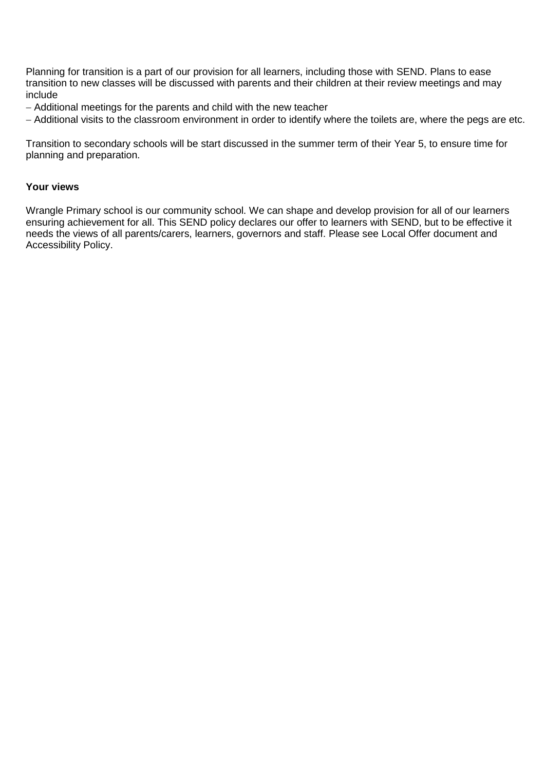Planning for transition is a part of our provision for all learners, including those with SEND. Plans to ease transition to new classes will be discussed with parents and their children at their review meetings and may include

- Additional meetings for the parents and child with the new teacher
- Additional visits to the classroom environment in order to identify where the toilets are, where the pegs are etc.

Transition to secondary schools will be start discussed in the summer term of their Year 5, to ensure time for planning and preparation.

**Your views**

Wrangle Primary school is our community school. We can shape and develop provision for all of our learners ensuring achievement for all. This SEND policy declares our offer to learners with SEND, but to be effective it needs the views of all parents/carers, learners, governors and staff. Please see Local Offer document and Accessibility Policy.